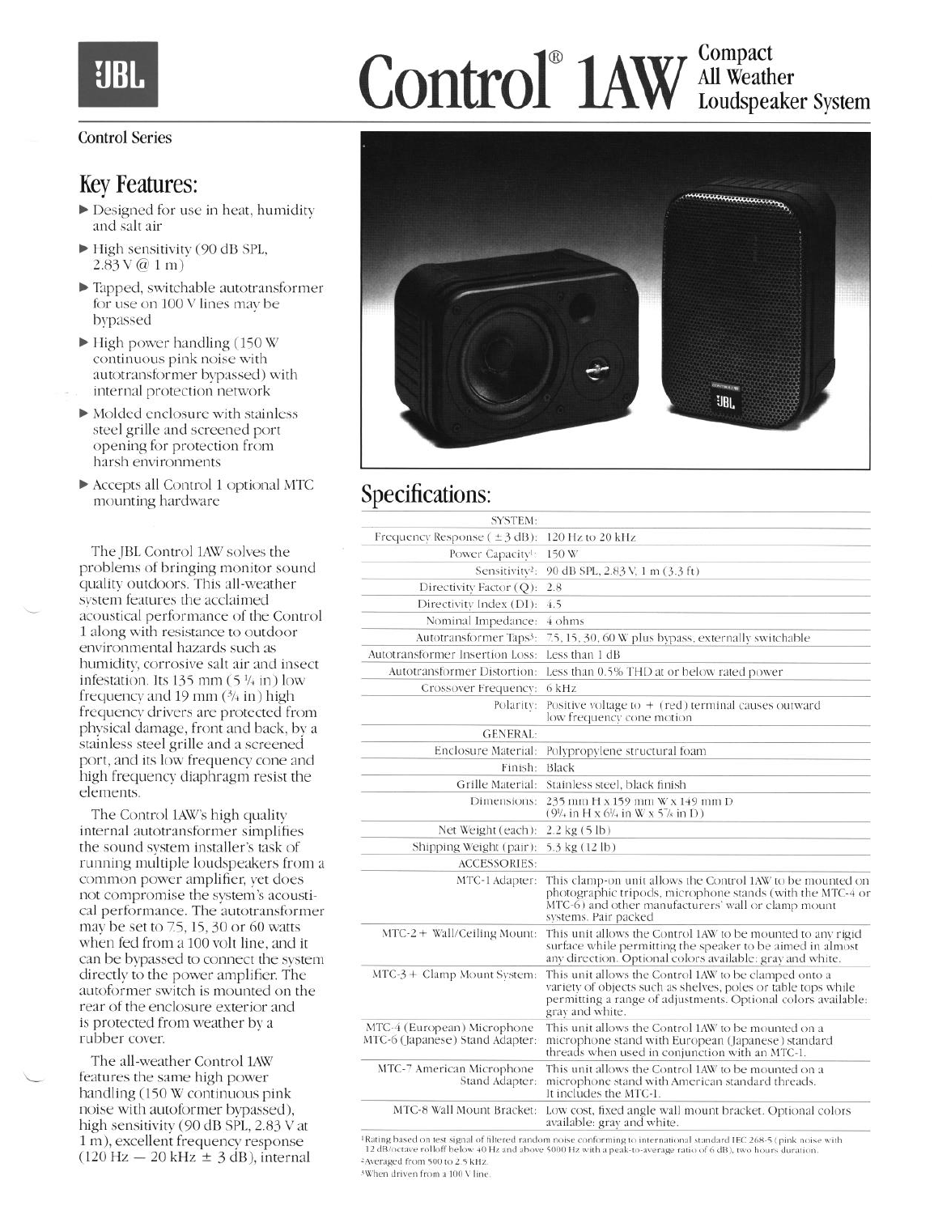# Control® 1AW Compact All Weather Loudspeaker System

JBL

Control Series

## Key Features:

- Designed for use in heat, humidity and salt air
- High sensitivity (90 dB SPL, 2.83 V @ 1 m)
- Tapped, switchable autotransformer for use on 100 V lines may be bypassed
- High power handling (150 W continuous pink noise with autotransformer bypassed) with internal protection network
- Molded enclosure with stainless steel grille and screened port opening for protection from harsh environments
- Accepts all Control 1 optional MTC mounting hardware

The JBL Control 1AW solves the problems of bringing monitor sound quality outdoors. This all-weather system features the acclaimed acoustical performance of the Control 1 along with resistance to outdoor environmental hazards such as humidity, corrosive salt air and insect infestation. Its 135 mm (5 ¼ in) low frequency and 19 mm (¾ in) high frequency drivers are protected from physical damage, front and back, by a stainless steel grille and a screened port, and its low frequency cone and high frequency diaphragm resist the elements.

The Control 1AW's high quality internal autotransformer simplifies the sound system installer's task of running multiple loudspeakers from a common power amplifier, yet does not compromise the system's acoustical performance. The autotransformer may be set to 7.5, 15, 30 or 60 watts when fed from a 100 volt line, and it can be bypassed to connect the system directly to the power amplifier. The autoformer switch is mounted on the rear of the enclosure exterior and is protected from weather by a rubber cover.

The all-weather Control 1AW features the same high power handling (150 W continuous pink noise with autoformer bypassed), high sensitivity (90 dB SPL, 2.83 V at 1 m), excellent frequency response (120 Hz — 20 kHz ± 3 dB), internal

## Specifications:

| | |
|---|---|
| SYSTEM: | |
| Frequency Response (± 3 dB): | 120 Hz to 20 kHz |
| Power Capacity[1]: | 150 W |
| Sensitivity[2]: | 90 dB SPL, 2.83 V, 1 m (3.3 ft) |
| Directivity Factor (Q): | 2.8 |
| Directivity Index (DI): | 4.5 |
| Nominal Impedance: | 4 ohms |
| Autotransformer Taps[3]: | 7.5, 15, 30, 60 W plus bypass, externally switchable |
| Autotransformer Insertion Loss: | Less than 1 dB |
| Autotransformer Distortion: | Less than 0.5% THD at or below rated power |
| Crossover Frequency: | 6 kHz |
| Polarity: | Positive voltage to + (red) terminal causes outward low frequency cone motion |
| GENERAL: | |
| Enclosure Material: | Polypropylene structural foam |
| Finish: | Black |
| Grille Material: | Stainless steel, black finish |
| Dimensions: | 235 mm H x 159 mm W x 149 mm D (9¼ in H x 6¼ in W x 5⅞ in D) |
| Net Weight (each): | 2.2 kg (5 lb) |
| Shipping Weight (pair): | 5.3 kg (12 lb) |
| ACCESSORIES: | |
| MTC-1 Adapter: | This clamp-on unit allows the Control 1AW to be mounted on photographic tripods, microphone stands (with the MTC-4 or MTC-6) and other manufacturers' wall or clamp mount systems. Pair packed |
| MTC-2 + Wall/Ceiling Mount: | This unit allows the Control 1AW to be mounted to any rigid surface while permitting the speaker to be aimed in almost any direction. Optional colors available: gray and white. |
| MTC-3 + Clamp Mount System: | This unit allows the Control 1AW to be clamped onto a variety of objects such as shelves, poles or table tops while permitting a range of adjustments. Optional colors available: gray and white. |
| MTC-4 (European) Microphone MTC-6 (Japanese) Stand Adapter: | This unit allows the Control 1AW to be mounted on a microphone stand with European (Japanese) standard threads when used in conjunction with an MTC-1. |
| MTC-7 American Microphone Stand Adapter: | This unit allows the Control 1AW to be mounted on a microphone stand with American standard threads. It includes the MTC-1. |
| MTC-8 Wall Mount Bracket: | Low cost, fixed angle wall mount bracket. Optional colors available: gray and white. |

[1] Rating based on test signal of filtered random noise conforming to international standard IEC 268-5 (pink noise with 12 dB/octave rolloff below 40 Hz and above 5000 Hz with a peak-to-average ratio of 6 dB), two hours duration.

[2] Averaged from 500 to 2.5 kHz.

[3] When driven from a 100 V line.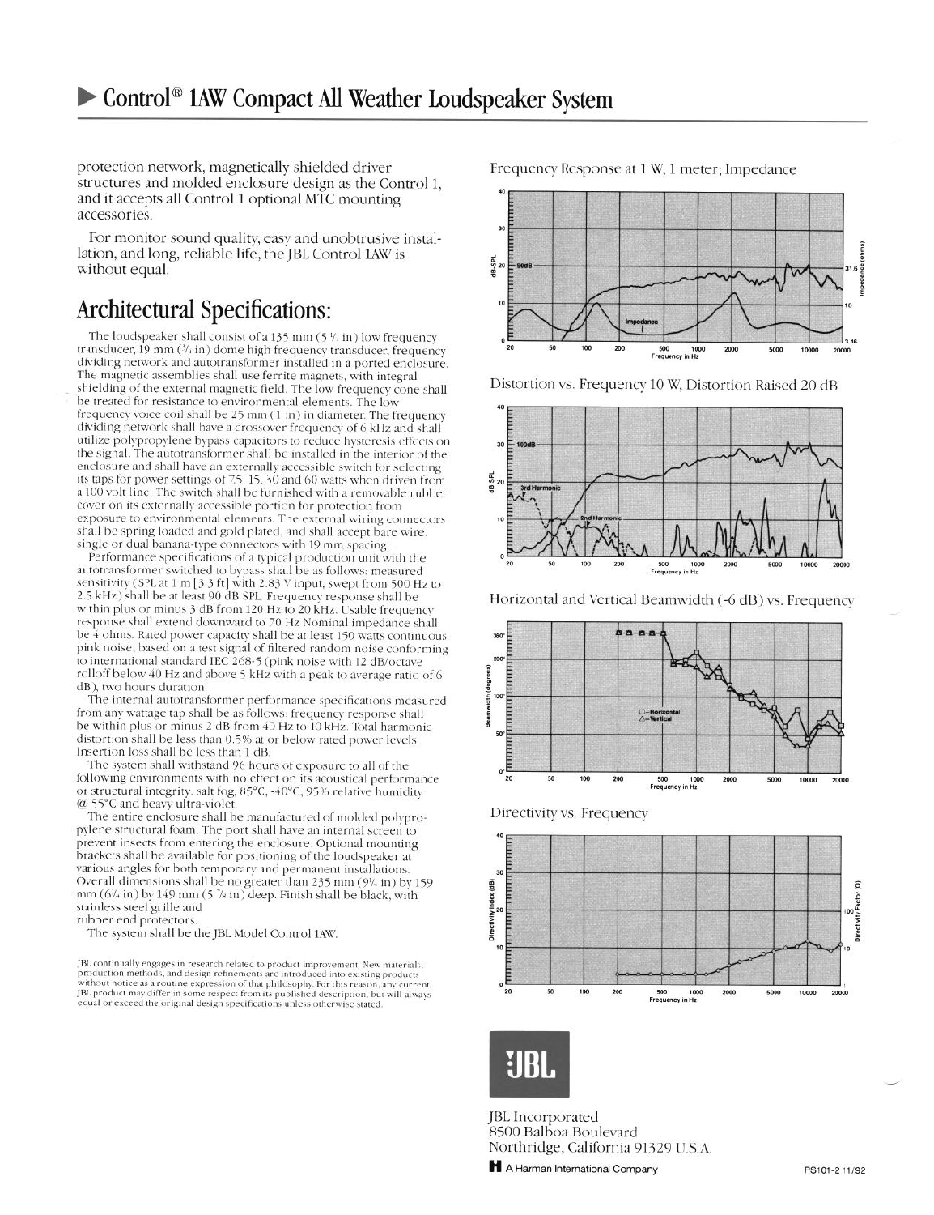# ▶ Control® 1AW Compact All Weather Loudspeaker System

protection network, magnetically shielded driver structures and molded enclosure design as the Control 1, and it accepts all Control 1 optional MTC mounting accessories.

For monitor sound quality, easy and unobtrusive installation, and long, reliable life, the JBL Control 1AW is without equal.

## Architectural Specifications:

The loudspeaker shall consist of a 135 mm (5 1/4 in) low frequency transducer, 19 mm (3/4 in) dome high frequency transducer, frequency dividing network and autotransformer installed in a ported enclosure. The magnetic assemblies shall use ferrite magnets, with integral shielding of the external magnetic field. The low frequency cone shall be treated for resistance to environmental elements. The low frequency voice coil shall be 25 mm (1 in) in diameter. The frequency dividing network shall have a crossover frequency of 6 kHz and shall utilize polypropylene bypass capacitors to reduce hysteresis effects on the signal. The autotransformer shall be installed in the interior of the enclosure and shall have an externally accessible switch for selecting its taps for power settings of 7.5, 15, 30 and 60 watts when driven from a 100 volt line. The switch shall be furnished with a removable rubber cover on its externally accessible portion for protection from exposure to environmental elements. The external wiring connectors shall be spring loaded and gold plated, and shall accept bare wire, single or dual banana-type connectors with 19 mm spacing.

Performance specifications of a typical production unit with the autotransformer switched to bypass shall be as follows: measured sensitivity (SPL at 1 m [3.3 ft] with 2.83 V input, swept from 500 Hz to 2.5 kHz) shall be at least 90 dB SPL. Frequency response shall be within plus or minus 3 dB from 120 Hz to 20 kHz. Usable frequency response shall extend downward to 70 Hz. Nominal impedance shall be 4 ohms. Rated power capacity shall be at least 150 watts continuous pink noise, based on a test signal of filtered random noise conforming to international standard IEC 268-5 (pink noise with 12 dB/octave rolloff below 40 Hz and above 5 kHz with a peak to average ratio of 6 dB), two hours duration.

The internal autotransformer performance specifications measured from any wattage tap shall be as follows: frequency response shall be within plus or minus 2 dB from 40 Hz to 10 kHz. Total harmonic distortion shall be less than 0.5% at or below rated power levels. Insertion loss shall be less than 1 dB.

The system shall withstand 96 hours of exposure to all of the following environments with no effect on its acoustical performance or structural integrity: salt fog, 85°C, -40°C, 95% relative humidity @ 55°C and heavy ultra-violet.

The entire enclosure shall be manufactured of molded polypropylene structural foam. The port shall have an internal screen to prevent insects from entering the enclosure. Optional mounting brackets shall be available for positioning of the loudspeaker at various angles for both temporary and permanent installations. Overall dimensions shall be no greater than 235 mm (9 1/4 in) by 159 mm (6 1/4 in) by 149 mm (5 7/8 in) deep. Finish shall be black, with stainless steel grille and rubber end protectors.

The system shall be the JBL Model Control 1AW.

JBL continually engages in research related to product improvement. New materials, production methods, and design refinements are introduced into existing products without notice as a routine expression of that philosophy. For this reason, any current JBL product may differ in some respect from its published description, but will always equal or exceed the original design specifications unless otherwise stated.

Frequency Response at 1 W, 1 meter; Impedance

dB-SPL
90dB
Impedance
Impedance (ohms)
31.6
10
3.16
Frequency in Hz
20 50 100 200 500 1000 2000 5000 10000 20000

Distortion vs. Frequency 10 W, Distortion Raised 20 dB

dB-SPL
100dB
3rd Harmonic
2nd Harmonic
Frequency in Hz
20 50 100 200 500 1000 2000 5000 10000 20000

Horizontal and Vertical Beamwidth (-6 dB) vs. Frequency

Beamwidth (degrees)
360°
200°
100°
50°
0°
□–Horizontal
△–Vertical
Frequency in Hz
20 50 100 200 500 1000 2000 5000 10000 20000

Directivity vs. Frequency

Directivity Index (dB)
Directivity Factor (Q)
100
10
1
Frequency in Hz
20 50 100 200 500 1000 2000 5000 10000 20000

JBL

JBL Incorporated
8500 Balboa Boulevard
Northridge, California 91329 U.S.A.

A Harman International Company

PS101-2 11/92